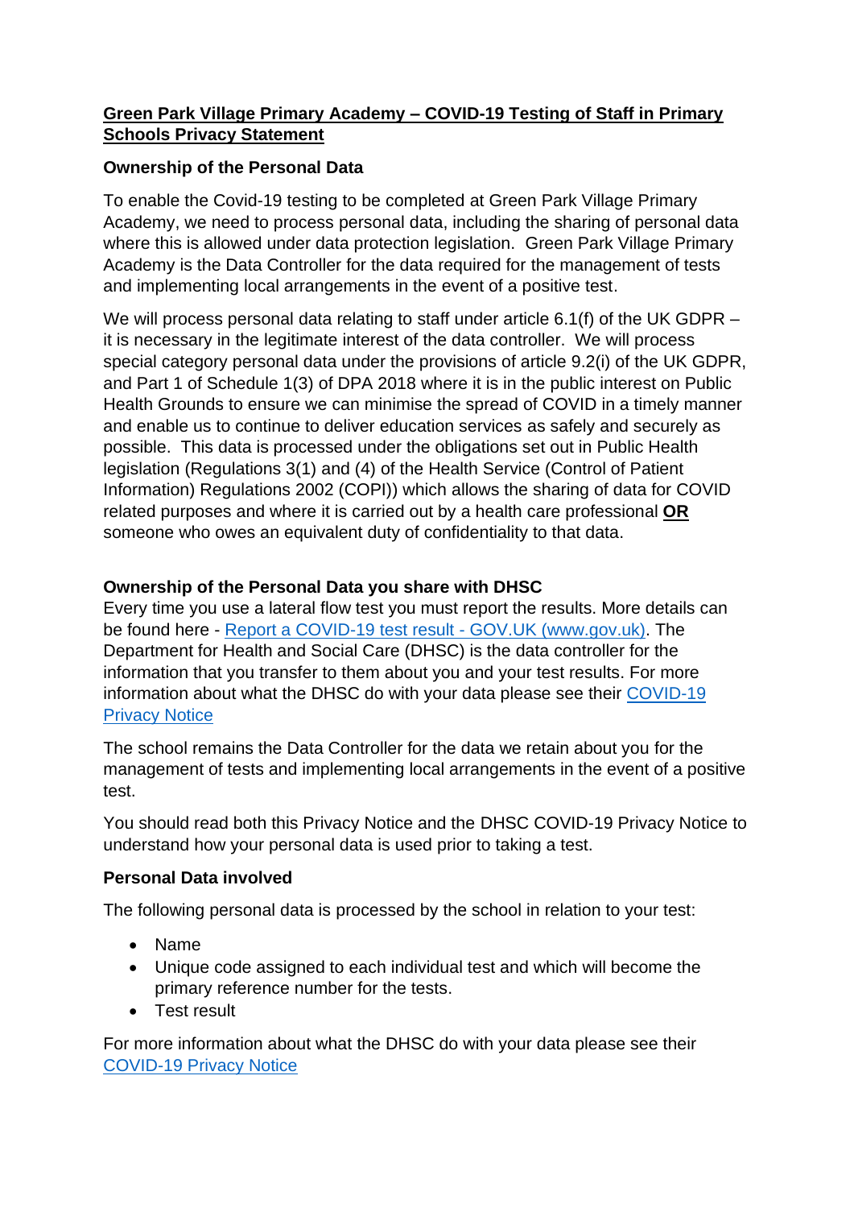# Green Park Village Primary Academy – COVID-19 Testing of Staff in Primary Schools Privacy Statement

## Ownership of the Personal Data

To enable the Covid-19 testing to be completed at Green Park Village Primary Academy, we need to process personal data, including the sharing of personal data where this is allowed under data protection legislation. Green Park Village Primary Academy is the Data Controller for the data required for the management of tests and implementing local arrangements in the event of a positive test.

We will process personal data relating to staff under article 6.1(f) of the UK GDPR – it is necessary in the legitimate interest of the data controller. We will process special category personal data under the provisions of article 9.2(i) of the UK GDPR, and Part 1 of Schedule 1(3) of DPA 2018 where it is in the public interest on Public Health Grounds to ensure we can minimise the spread of COVID in a timely manner and enable us to continue to deliver education services as safely and securely as possible. This data is processed under the obligations set out in Public Health legislation (Regulations 3(1) and (4) of the Health Service (Control of Patient Information) Regulations 2002 (COPI)) which allows the sharing of data for COVID related purposes and where it is carried out by a health care professional **OR** someone who owes an equivalent duty of confidentiality to that data.

## Ownership of the Personal Data you share with DHSC

Every time you use a lateral flow test you must report the results. More details can be found here - Report a COVID-19 test result - GOV.UK (www.gov.uk). The Department for Health and Social Care (DHSC) is the data controller for the information that you transfer to them about you and your test results. For more information about what the DHSC do with your data please see their COVID-19 Privacy Notice

The school remains the Data Controller for the data we retain about you for the management of tests and implementing local arrangements in the event of a positive test.

You should read both this Privacy Notice and the DHSC COVID-19 Privacy Notice to understand how your personal data is used prior to taking a test.

## Personal Data involved

The following personal data is processed by the school in relation to your test:

- Name
- Unique code assigned to each individual test and which will become the primary reference number for the tests.
- Test result

For more information about what the DHSC do with your data please see their COVID-19 Privacy Notice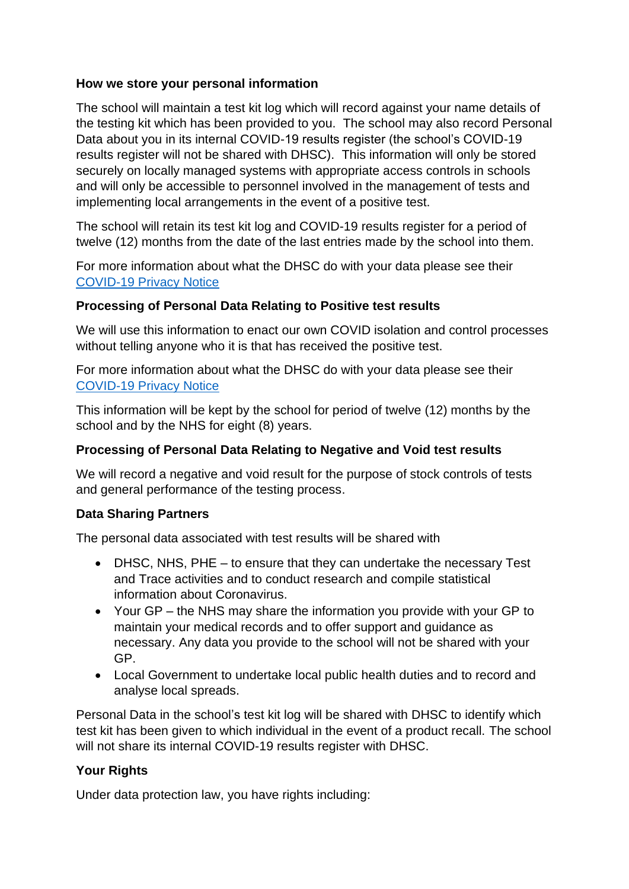**How we store your personal information**

The school will maintain a test kit log which will record against your name details of the testing kit which has been provided to you. The school may also record Personal Data about you in its internal COVID-19 results register (the school's COVID-19 results register will not be shared with DHSC). This information will only be stored securely on locally managed systems with appropriate access controls in schools and will only be accessible to personnel involved in the management of tests and implementing local arrangements in the event of a positive test.

The school will retain its test kit log and COVID-19 results register for a period of twelve (12) months from the date of the last entries made by the school into them.

For more information about what the DHSC do with your data please see their [COVID-19 Privacy Notice]

**Processing of Personal Data Relating to Positive test results**

We will use this information to enact our own COVID isolation and control processes without telling anyone who it is that has received the positive test.

For more information about what the DHSC do with your data please see their [COVID-19 Privacy Notice]

This information will be kept by the school for period of twelve (12) months by the school and by the NHS for eight (8) years.

**Processing of Personal Data Relating to Negative and Void test results**

We will record a negative and void result for the purpose of stock controls of tests and general performance of the testing process.

**Data Sharing Partners**

The personal data associated with test results will be shared with

- DHSC, NHS, PHE – to ensure that they can undertake the necessary Test and Trace activities and to conduct research and compile statistical information about Coronavirus.
- Your GP – the NHS may share the information you provide with your GP to maintain your medical records and to offer support and guidance as necessary. Any data you provide to the school will not be shared with your GP.
- Local Government to undertake local public health duties and to record and analyse local spreads.

Personal Data in the school's test kit log will be shared with DHSC to identify which test kit has been given to which individual in the event of a product recall. The school will not share its internal COVID-19 results register with DHSC.

**Your Rights**

Under data protection law, you have rights including: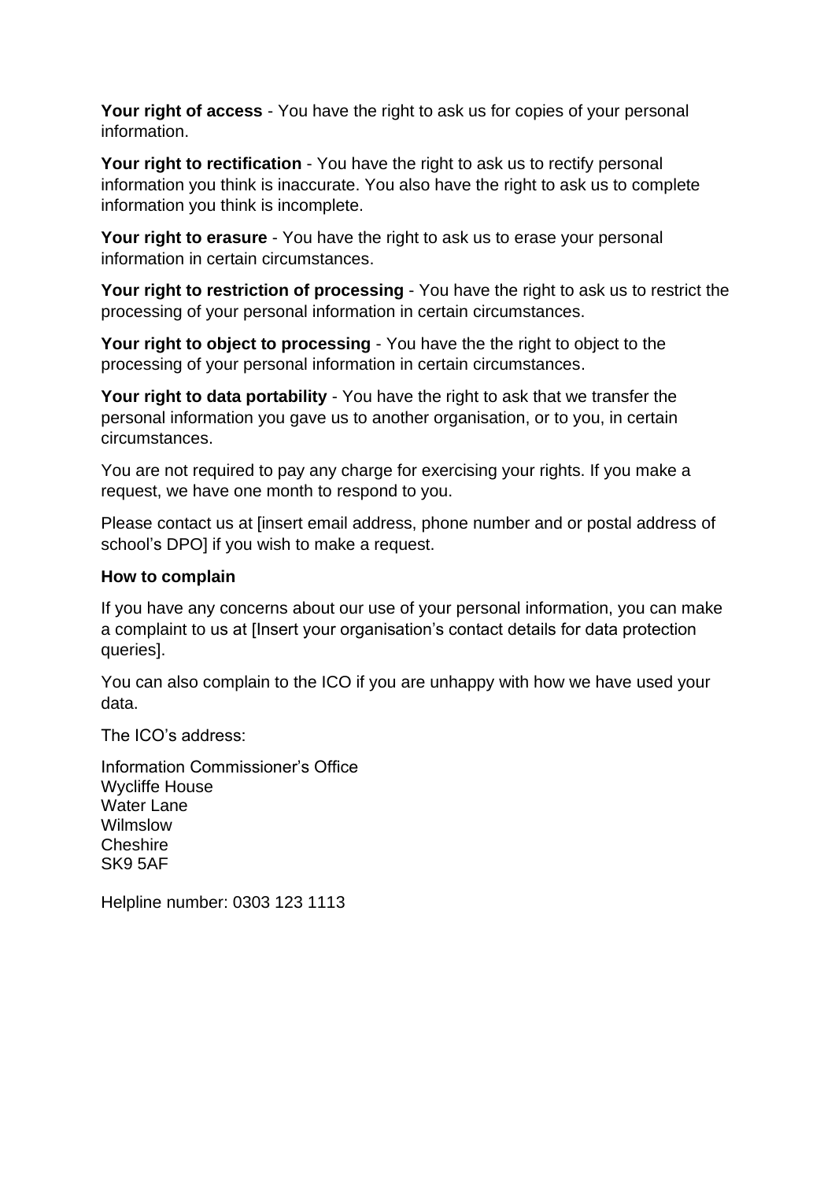**Your right of access** - You have the right to ask us for copies of your personal information.

**Your right to rectification** - You have the right to ask us to rectify personal information you think is inaccurate. You also have the right to ask us to complete information you think is incomplete.

**Your right to erasure** - You have the right to ask us to erase your personal information in certain circumstances.

**Your right to restriction of processing** - You have the right to ask us to restrict the processing of your personal information in certain circumstances.

**Your right to object to processing** - You have the the right to object to the processing of your personal information in certain circumstances.

**Your right to data portability** - You have the right to ask that we transfer the personal information you gave us to another organisation, or to you, in certain circumstances.

You are not required to pay any charge for exercising your rights. If you make a request, we have one month to respond to you.

Please contact us at [insert email address, phone number and or postal address of school's DPO] if you wish to make a request.

**How to complain**

If you have any concerns about our use of your personal information, you can make a complaint to us at [Insert your organisation's contact details for data protection queries].

You can also complain to the ICO if you are unhappy with how we have used your data.

The ICO's address:

Information Commissioner's Office
Wycliffe House
Water Lane
Wilmslow
Cheshire
SK9 5AF

Helpline number: 0303 123 1113